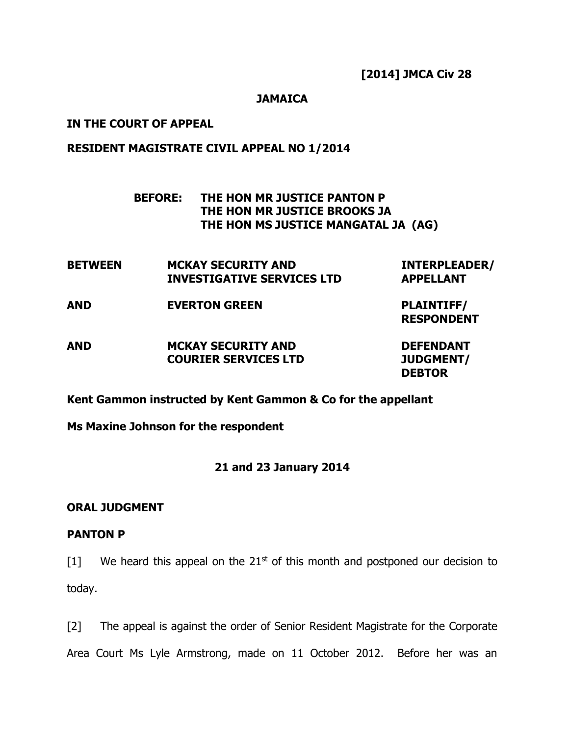**[2014] JMCA Civ 28**

**JAMAICA**

**IN THE COURT OF APPEAL**

**RESIDENT MAGISTRATE CIVIL APPEAL NO 1/2014**

**BEFORE: THE HON MR JUSTICE PANTON P**
**THE HON MR JUSTICE BROOKS JA**
**THE HON MS JUSTICE MANGATAL JA (AG)**

| | | |
|---|---|---|
| **BETWEEN** | **MCKAY SECURITY AND INVESTIGATIVE SERVICES LTD** | **INTERPLEADER/ APPELLANT** |
| **AND** | **EVERTON GREEN** | **PLAINTIFF/ RESPONDENT** |
| **AND** | **MCKAY SECURITY AND COURIER SERVICES LTD** | **DEFENDANT JUDGMENT/ DEBTOR** |

**Kent Gammon instructed by Kent Gammon & Co for the appellant**

**Ms Maxine Johnson for the respondent**

**21 and 23 January 2014**

**ORAL JUDGMENT**

**PANTON P**

[1] We heard this appeal on the 21st of this month and postponed our decision to today.

[2] The appeal is against the order of Senior Resident Magistrate for the Corporate Area Court Ms Lyle Armstrong, made on 11 October 2012. Before her was an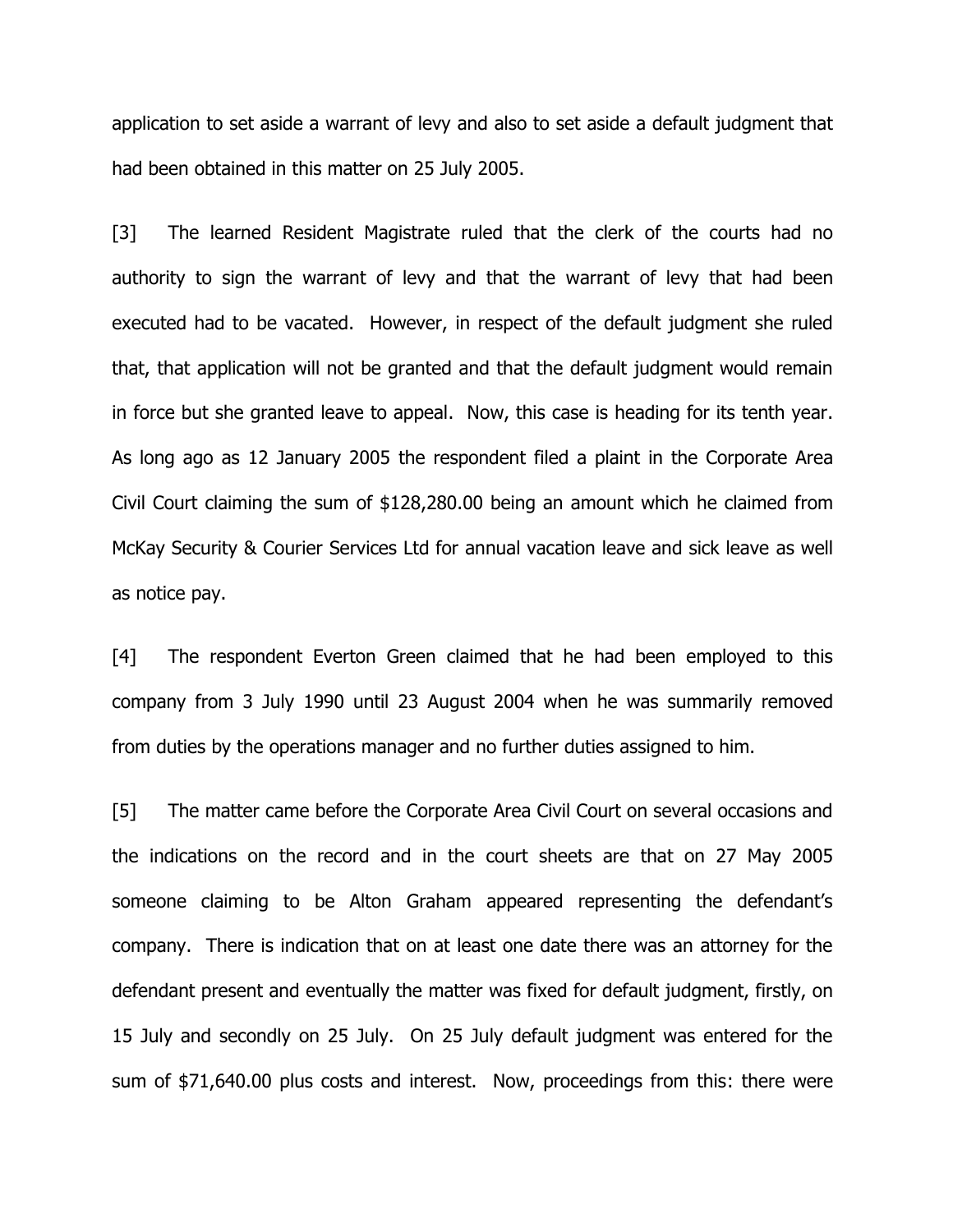application to set aside a warrant of levy and also to set aside a default judgment that had been obtained in this matter on 25 July 2005.

[3] The learned Resident Magistrate ruled that the clerk of the courts had no authority to sign the warrant of levy and that the warrant of levy that had been executed had to be vacated. However, in respect of the default judgment she ruled that, that application will not be granted and that the default judgment would remain in force but she granted leave to appeal. Now, this case is heading for its tenth year. As long ago as 12 January 2005 the respondent filed a plaint in the Corporate Area Civil Court claiming the sum of $128,280.00 being an amount which he claimed from McKay Security & Courier Services Ltd for annual vacation leave and sick leave as well as notice pay.

[4] The respondent Everton Green claimed that he had been employed to this company from 3 July 1990 until 23 August 2004 when he was summarily removed from duties by the operations manager and no further duties assigned to him.

[5] The matter came before the Corporate Area Civil Court on several occasions and the indications on the record and in the court sheets are that on 27 May 2005 someone claiming to be Alton Graham appeared representing the defendant's company. There is indication that on at least one date there was an attorney for the defendant present and eventually the matter was fixed for default judgment, firstly, on 15 July and secondly on 25 July. On 25 July default judgment was entered for the sum of $71,640.00 plus costs and interest. Now, proceedings from this: there were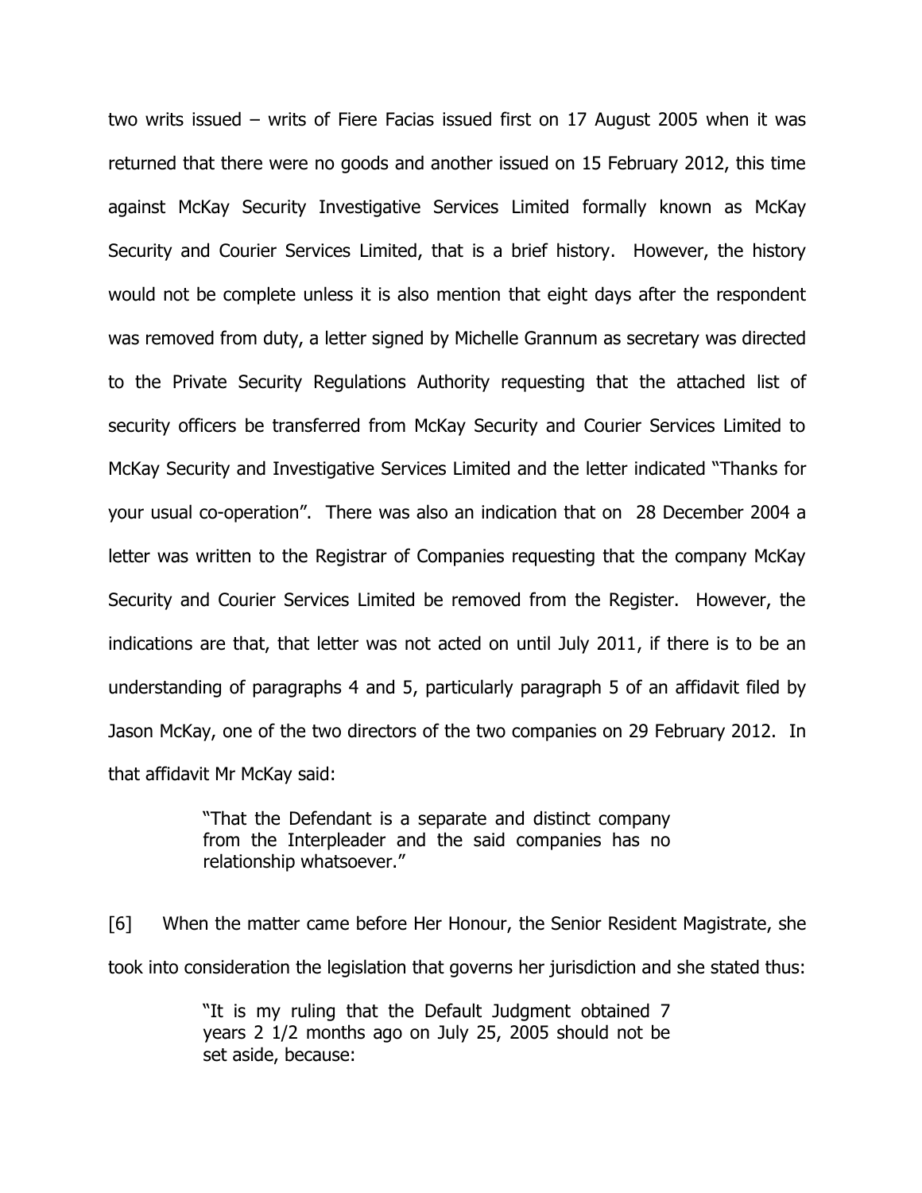two writs issued – writs of Fiere Facias issued first on 17 August 2005 when it was returned that there were no goods and another issued on 15 February 2012, this time against McKay Security Investigative Services Limited formally known as McKay Security and Courier Services Limited, that is a brief history. However, the history would not be complete unless it is also mention that eight days after the respondent was removed from duty, a letter signed by Michelle Grannum as secretary was directed to the Private Security Regulations Authority requesting that the attached list of security officers be transferred from McKay Security and Courier Services Limited to McKay Security and Investigative Services Limited and the letter indicated "Thanks for your usual co-operation". There was also an indication that on 28 December 2004 a letter was written to the Registrar of Companies requesting that the company McKay Security and Courier Services Limited be removed from the Register. However, the indications are that, that letter was not acted on until July 2011, if there is to be an understanding of paragraphs 4 and 5, particularly paragraph 5 of an affidavit filed by Jason McKay, one of the two directors of the two companies on 29 February 2012. In that affidavit Mr McKay said:

> "That the Defendant is a separate and distinct company from the Interpleader and the said companies has no relationship whatsoever."

[6] When the matter came before Her Honour, the Senior Resident Magistrate, she took into consideration the legislation that governs her jurisdiction and she stated thus:

> "It is my ruling that the Default Judgment obtained 7 years 2 1/2 months ago on July 25, 2005 should not be set aside, because: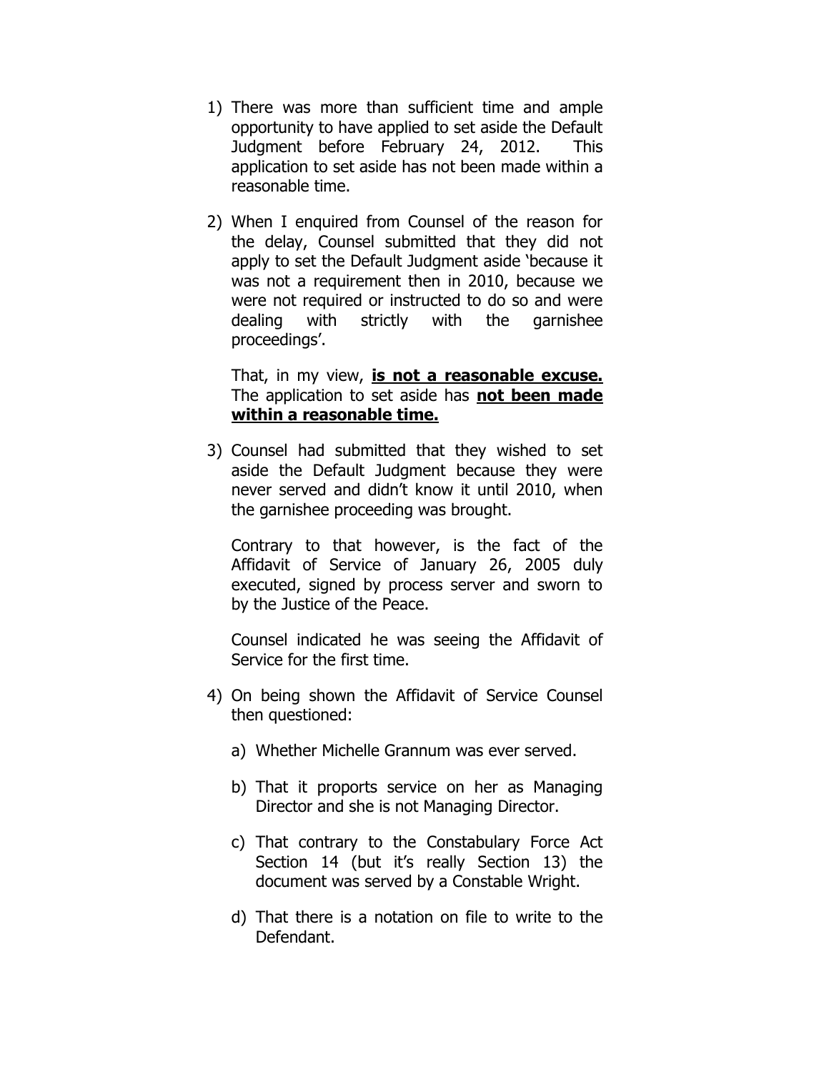1) There was more than sufficient time and ample opportunity to have applied to set aside the Default Judgment before February 24, 2012. This application to set aside has not been made within a reasonable time.

2) When I enquired from Counsel of the reason for the delay, Counsel submitted that they did not apply to set the Default Judgment aside 'because it was not a requirement then in 2010, because we were not required or instructed to do so and were dealing with strictly with the garnishee proceedings'.

   That, in my view, **<u>is not a reasonable excuse.</u>** The application to set aside has **<u>not been made within a reasonable time.</u>**

3) Counsel had submitted that they wished to set aside the Default Judgment because they were never served and didn't know it until 2010, when the garnishee proceeding was brought.

   Contrary to that however, is the fact of the Affidavit of Service of January 26, 2005 duly executed, signed by process server and sworn to by the Justice of the Peace.

   Counsel indicated he was seeing the Affidavit of Service for the first time.

4) On being shown the Affidavit of Service Counsel then questioned:

   a) Whether Michelle Grannum was ever served.

   b) That it proports service on her as Managing Director and she is not Managing Director.

   c) That contrary to the Constabulary Force Act Section 14 (but it's really Section 13) the document was served by a Constable Wright.

   d) That there is a notation on file to write to the Defendant.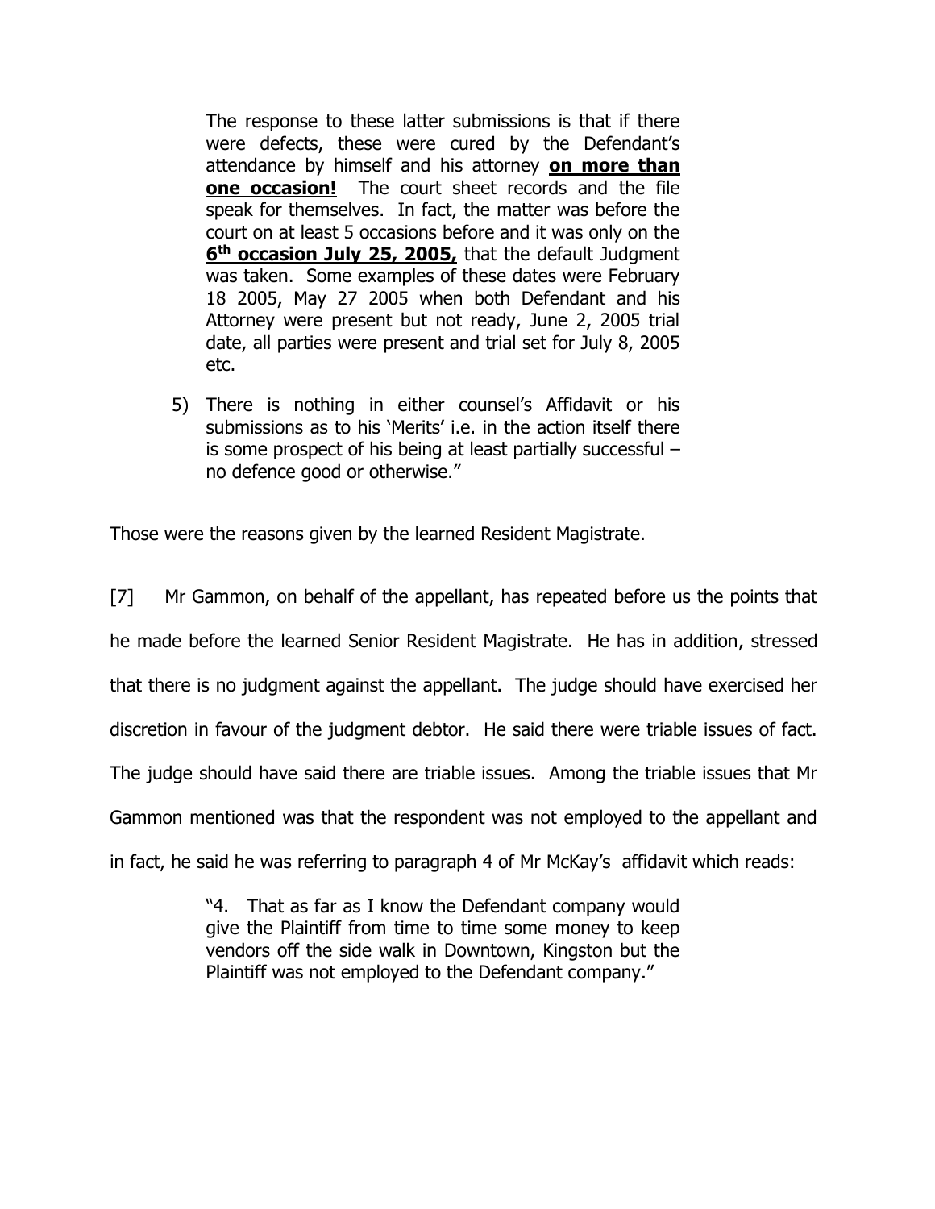> The response to these latter submissions is that if there were defects, these were cured by the Defendant's attendance by himself and his attorney **<u>on more than one occasion!</u>** The court sheet records and the file speak for themselves. In fact, the matter was before the court on at least 5 occasions before and it was only on the **<u>6th occasion July 25, 2005,</u>** that the default Judgment was taken. Some examples of these dates were February 18 2005, May 27 2005 when both Defendant and his Attorney were present but not ready, June 2, 2005 trial date, all parties were present and trial set for July 8, 2005 etc.
>
> 5) There is nothing in either counsel's Affidavit or his submissions as to his 'Merits' i.e. in the action itself there is some prospect of his being at least partially successful – no defence good or otherwise."

Those were the reasons given by the learned Resident Magistrate.

[7] Mr Gammon, on behalf of the appellant, has repeated before us the points that he made before the learned Senior Resident Magistrate. He has in addition, stressed that there is no judgment against the appellant. The judge should have exercised her discretion in favour of the judgment debtor. He said there were triable issues of fact. The judge should have said there are triable issues. Among the triable issues that Mr Gammon mentioned was that the respondent was not employed to the appellant and in fact, he said he was referring to paragraph 4 of Mr McKay's affidavit which reads:

> "4. That as far as I know the Defendant company would give the Plaintiff from time to time some money to keep vendors off the side walk in Downtown, Kingston but the Plaintiff was not employed to the Defendant company."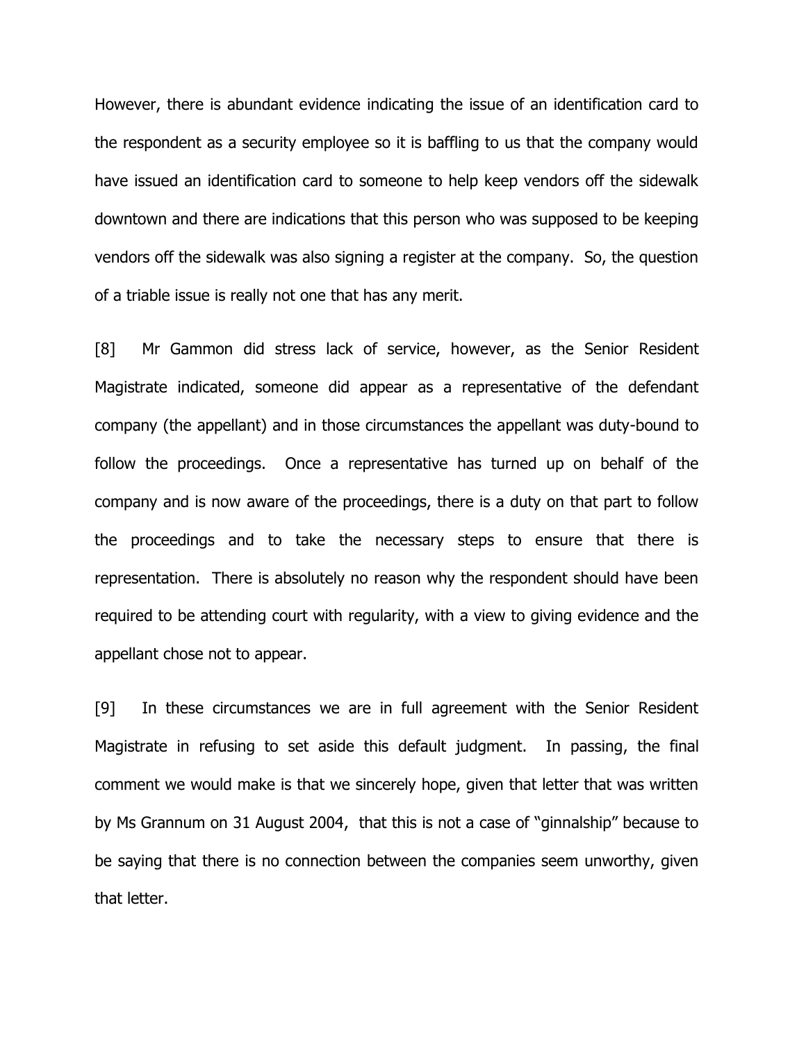However, there is abundant evidence indicating the issue of an identification card to the respondent as a security employee so it is baffling to us that the company would have issued an identification card to someone to help keep vendors off the sidewalk downtown and there are indications that this person who was supposed to be keeping vendors off the sidewalk was also signing a register at the company. So, the question of a triable issue is really not one that has any merit.

[8] Mr Gammon did stress lack of service, however, as the Senior Resident Magistrate indicated, someone did appear as a representative of the defendant company (the appellant) and in those circumstances the appellant was duty-bound to follow the proceedings. Once a representative has turned up on behalf of the company and is now aware of the proceedings, there is a duty on that part to follow the proceedings and to take the necessary steps to ensure that there is representation. There is absolutely no reason why the respondent should have been required to be attending court with regularity, with a view to giving evidence and the appellant chose not to appear.

[9] In these circumstances we are in full agreement with the Senior Resident Magistrate in refusing to set aside this default judgment. In passing, the final comment we would make is that we sincerely hope, given that letter that was written by Ms Grannum on 31 August 2004, that this is not a case of "ginnalship" because to be saying that there is no connection between the companies seem unworthy, given that letter.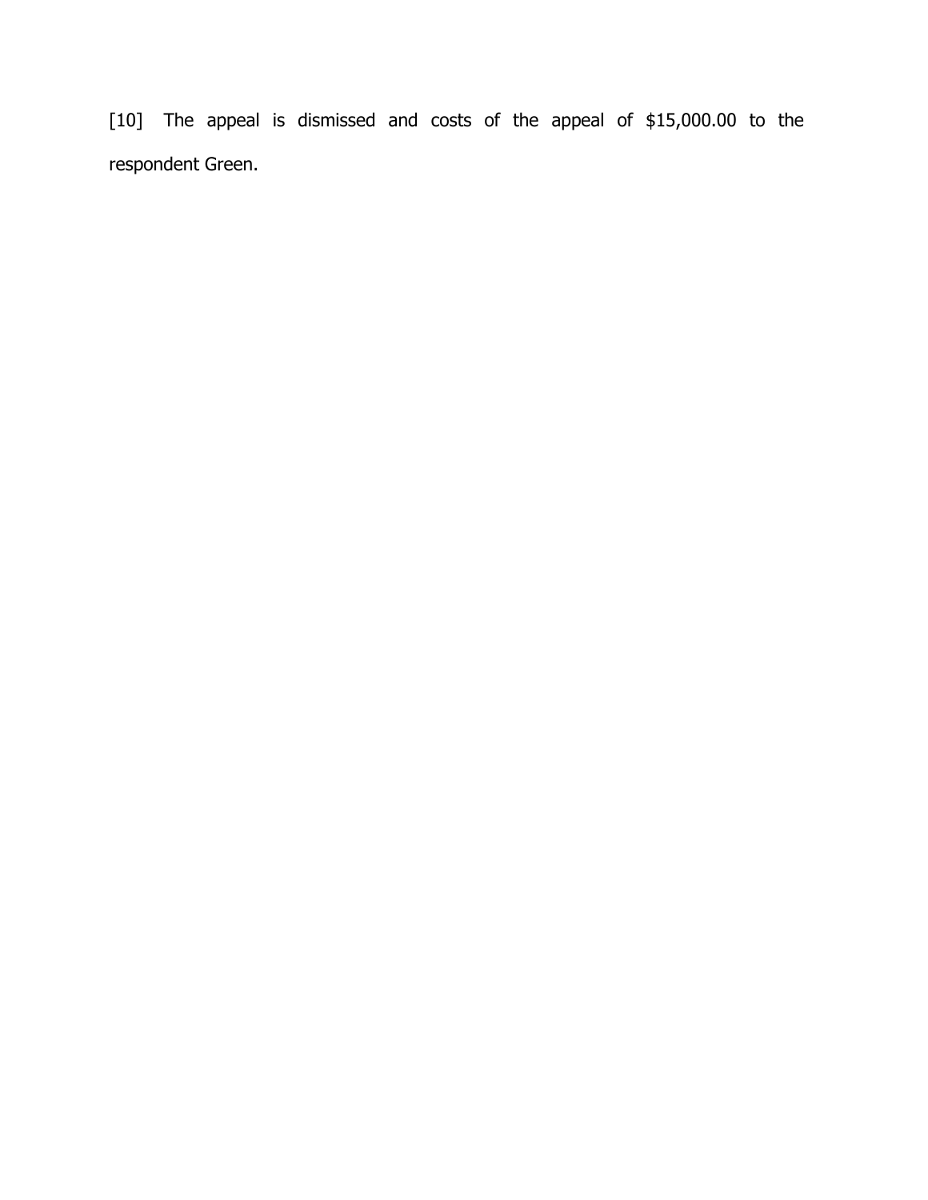[10] The appeal is dismissed and costs of the appeal of $15,000.00 to the respondent Green.